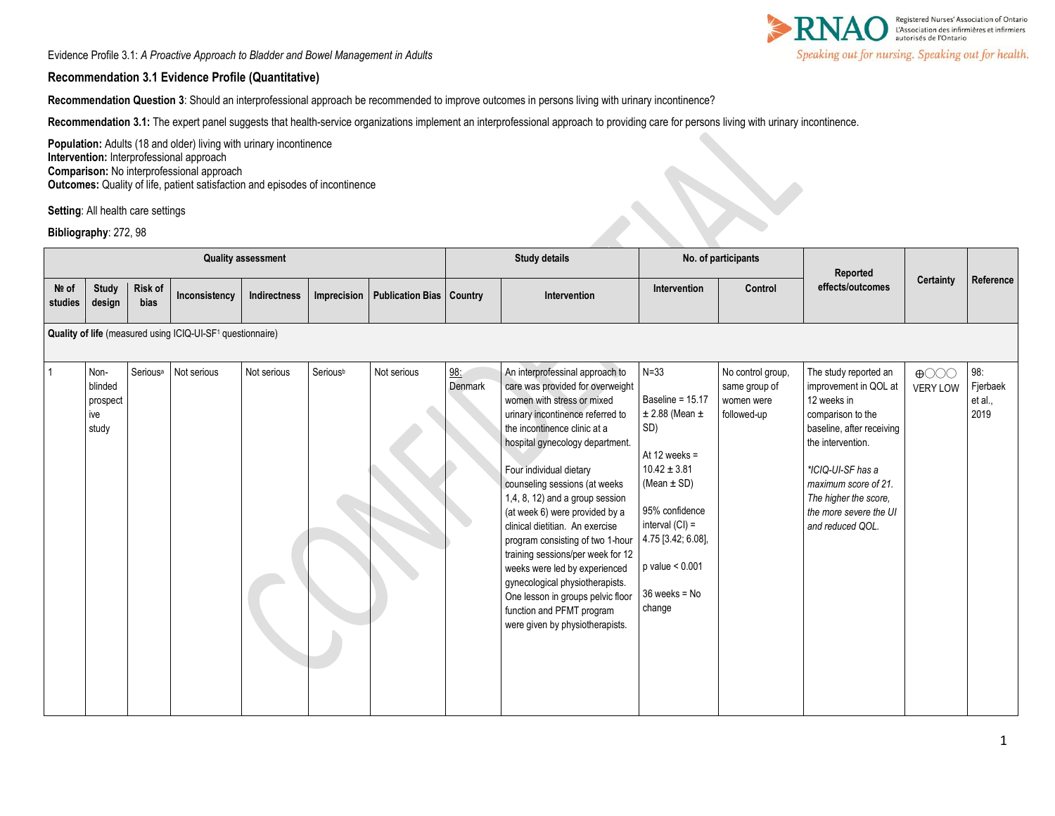Evidence Profile 3.1: *A Proactive Approach to Bladder and Bowel Management in Adults*

## Recommendation 3.1 Evidence Profile (Quantitative)

**Recommendation Question 3**: Should an interprofessional approach be recommended to improve outcomes in persons living with urinary incontinence?

**Recommendation 3.1:** The expert panel suggests that health-service organizations implement an interprofessional approach to providing care for persons living with urinary incontinence.

**Population:** Adults (18 and older) living with urinary incontinence
**Intervention:** Interprofessional approach
**Comparison:** No interprofessional approach
**Outcomes:** Quality of life, patient satisfaction and episodes of incontinence

**Setting**: All health care settings

**Bibliography**: 272, 98

| Quality assessment | | | | | | Study details | | No. of participants | | Reported effects/outcomes | Certainty | Reference |
|---|---|---|---|---|---|---|---|---|---|---|---|---|
| № of studies | Study design | Risk of bias | Inconsistency | Indirectness | Imprecision | Publication Bias | Country | Intervention | Intervention | Control | | |
| **Quality of life** (measured using ICIQ-UI-SF[1] questionnaire) | | | | | | | | | | | | | |
| 1 | Non-blinded prospective study | Serious[a] | Not serious | Not serious | Serious[b] | Not serious | 98: Denmark | An interprofessinal approach to care was provided for overweight women with stress or mixed urinary incontinence referred to the incontinence clinic at a hospital gynecology department. Four individual dietary counseling sessions (at weeks 1,4, 8, 12) and a group session (at week 6) were provided by a clinical dietitian. An exercise program consisting of two 1-hour training sessions/per week for 12 weeks were led by experienced gynecological physiotherapists. One lesson in groups pelvic floor function and PFMT program were given by physiotherapists. | N=33<br><br>Baseline = 15.17 ± 2.88 (Mean ± SD)<br><br>At 12 weeks = 10.42 ± 3.81 (Mean ± SD)<br><br>95% confidence interval (CI) = 4.75 [3.42; 6.08],<br><br>p value < 0.001<br><br>36 weeks = No change | No control group, same group of women were followed-up | The study reported an improvement in QOL at 12 weeks in comparison to the baseline, after receiving the intervention.<br><br>*\*ICIQ-UI-SF has a maximum score of 21. The higher the score, the more severe the UI and reduced QOL.* | ⊕◯◯◯ VERY LOW | 98: Fjerbaek et al., 2019 |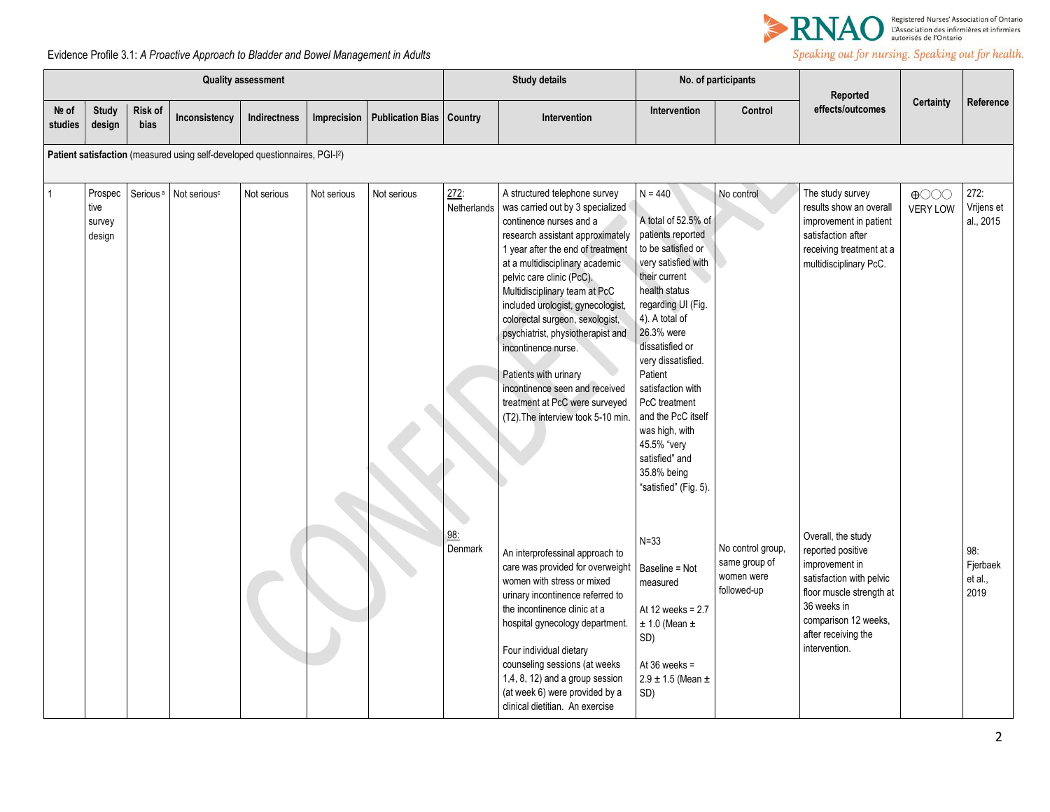Evidence Profile 3.1: *A Proactive Approach to Bladder and Bowel Management in Adults*

| Quality assessment | | | | | | | Study details | | No. of participants | | Reported effects/outcomes | Certainty | Reference |
|---|---|---|---|---|---|---|---|---|---|---|---|---|---|
| № of studies | Study design | Risk of bias | Inconsistency | Indirectness | Imprecision | Publication Bias | Country | Intervention | Intervention | Control | | | |
| **Patient satisfaction** (measured using self-developed questionnaires, PGI-I[2]) | | | | | | | | | | | | | |
| 1 | Prospective survey design | Serious [a] | Not serious[c] | Not serious | Not serious | Not serious | 272: Netherlands | A structured telephone survey was carried out by 3 specialized continence nurses and a research assistant approximately 1 year after the end of treatment at a multidisciplinary academic pelvic care clinic (PcC). Multidisciplinary team at PcC included urologist, gynecologist, colorectal surgeon, sexologist, psychiatrist, physiotherapist and incontinence nurse.<br><br>Patients with urinary incontinence seen and received treatment at PcC were surveyed (T2).The interview took 5-10 min. | N = 440<br><br>A total of 52.5% of patients reported to be satisfied or very satisfied with their current health status regarding UI (Fig. 4). A total of 26.3% were dissatisfied or very dissatisfied. Patient satisfaction with PcC treatment and the PcC itself was high, with 45.5% "very satisfied" and 35.8% being "satisfied" (Fig. 5). | No control | The study survey results show an overall improvement in patient satisfaction after receiving treatment at a multidisciplinary PcC. | ⊕○○○ VERY LOW | 272: Vrijens et al., 2015 |
| | | | | | | | 98: Denmark | An interprofessional approach to care was provided for overweight women with stress or mixed urinary incontinence referred to the incontinence clinic at a hospital gynecology department.<br><br>Four individual dietary counseling sessions (at weeks 1,4, 8, 12) and a group session (at week 6) were provided by a clinical dietitian. An exercise | N=33<br><br>Baseline = Not measured<br><br>At 12 weeks = 2.7 ± 1.0 (Mean ± SD)<br><br>At 36 weeks = 2.9 ± 1.5 (Mean ± SD) | No control group, same group of women were followed-up | Overall, the study reported positive improvement in satisfaction with pelvic floor muscle strength at 36 weeks in comparison 12 weeks, after receiving the intervention. | | 98: Fjerbaek et al., 2019 |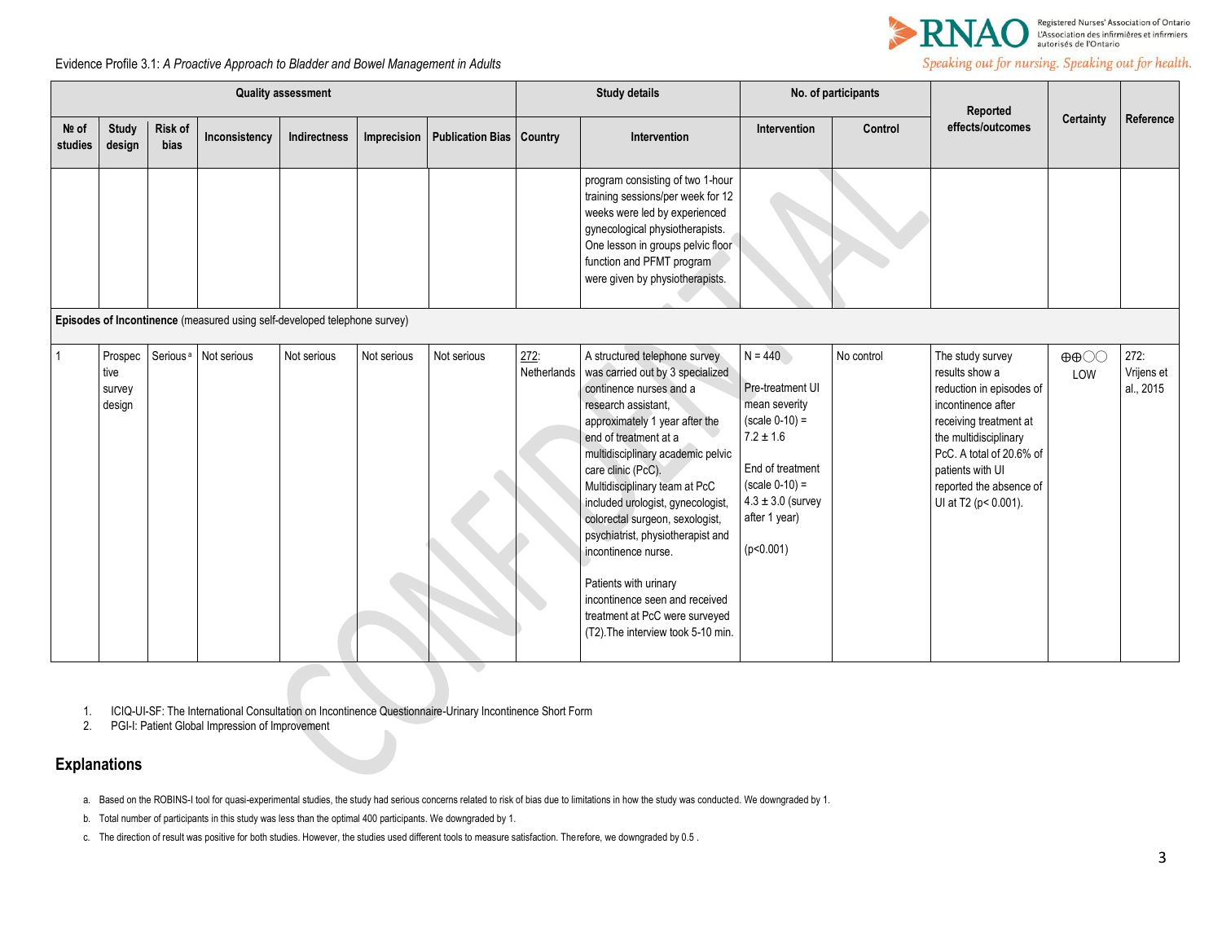Evidence Profile 3.1: *A Proactive Approach to Bladder and Bowel Management in Adults*

| Quality assessment | | | | | | | Study details | | No. of participants | | Reported effects/outcomes | Certainty | Reference |
|---|---|---|---|---|---|---|---|---|---|---|---|---|---|
| № of studies | Study design | Risk of bias | Inconsistency | Indirectness | Imprecision | Publication Bias | Country | Intervention | Intervention | Control | | | |
| | | | | | | | | program consisting of two 1-hour training sessions/per week for 12 weeks were led by experienced gynecological physiotherapists. One lesson in groups pelvic floor function and PFMT program were given by physiotherapists. | | | | | |
| **Episodes of Incontinence** (measured using self-developed telephone survey) | | | | | | | | | | | | | |
| 1 | Prospective survey design | Serious [a] | Not serious | Not serious | Not serious | Not serious | 272: Netherlands | A structured telephone survey was carried out by 3 specialized continence nurses and a research assistant, approximately 1 year after the end of treatment at a multidisciplinary academic pelvic care clinic (PcC). Multidisciplinary team at PcC included urologist, gynecologist, colorectal surgeon, sexologist, psychiatrist, physiotherapist and incontinence nurse.<br><br>Patients with urinary incontinence seen and received treatment at PcC were surveyed (T2).The interview took 5-10 min. | N = 440<br><br>Pre-treatment UI mean severity (scale 0-10) = 7.2 ± 1.6<br><br>End of treatment (scale 0-10) = 4.3 ± 3.0 (survey after 1 year)<br><br>($p<0.001$) | No control | The study survey results show a reduction in episodes of incontinence after receiving treatment at the multidisciplinary PcC. A total of 20.6% of patients with UI reported the absence of UI at T2 ($p< 0.001$). | ⊕⊕◯◯ LOW | 272: Vrijens et al., 2015 |

1. ICIQ-UI-SF: The International Consultation on Incontinence Questionnaire-Urinary Incontinence Short Form
2. PGI-I: Patient Global Impression of Improvement

## Explanations

a. Based on the ROBINS-I tool for quasi-experimental studies, the study had serious concerns related to risk of bias due to limitations in how the study was conducted. We downgraded by 1.

b. Total number of participants in this study was less than the optimal 400 participants. We downgraded by 1.

c. The direction of result was positive for both studies. However, the studies used different tools to measure satisfaction. Therefore, we downgraded by 0.5 .